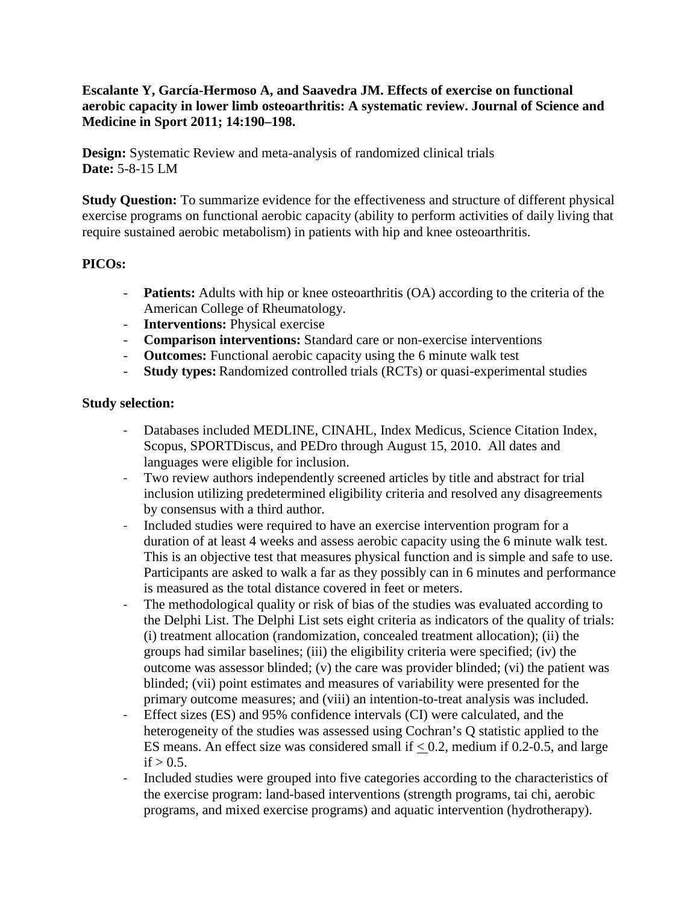**Escalante Y, García-Hermoso A, and Saavedra JM. Effects of exercise on functional aerobic capacity in lower limb osteoarthritis: A systematic review. Journal of Science and Medicine in Sport 2011; 14:190–198.**

**Design:** Systematic Review and meta-analysis of randomized clinical trials
**Date:** 5-8-15 LM

**Study Question:** To summarize evidence for the effectiveness and structure of different physical exercise programs on functional aerobic capacity (ability to perform activities of daily living that require sustained aerobic metabolism) in patients with hip and knee osteoarthritis.

**PICOs:**

- **Patients:** Adults with hip or knee osteoarthritis (OA) according to the criteria of the American College of Rheumatology.
- **Interventions:** Physical exercise
- **Comparison interventions:** Standard care or non-exercise interventions
- **Outcomes:** Functional aerobic capacity using the 6 minute walk test
- **Study types:** Randomized controlled trials (RCTs) or quasi-experimental studies

**Study selection:**

- Databases included MEDLINE, CINAHL, Index Medicus, Science Citation Index, Scopus, SPORTDiscus, and PEDro through August 15, 2010. All dates and languages were eligible for inclusion.
- Two review authors independently screened articles by title and abstract for trial inclusion utilizing predetermined eligibility criteria and resolved any disagreements by consensus with a third author.
- Included studies were required to have an exercise intervention program for a duration of at least 4 weeks and assess aerobic capacity using the 6 minute walk test. This is an objective test that measures physical function and is simple and safe to use. Participants are asked to walk a far as they possibly can in 6 minutes and performance is measured as the total distance covered in feet or meters.
- The methodological quality or risk of bias of the studies was evaluated according to the Delphi List. The Delphi List sets eight criteria as indicators of the quality of trials: (i) treatment allocation (randomization, concealed treatment allocation); (ii) the groups had similar baselines; (iii) the eligibility criteria were specified; (iv) the outcome was assessor blinded; (v) the care was provider blinded; (vi) the patient was blinded; (vii) point estimates and measures of variability were presented for the primary outcome measures; and (viii) an intention-to-treat analysis was included.
- Effect sizes (ES) and 95% confidence intervals (CI) were calculated, and the heterogeneity of the studies was assessed using Cochran's Q statistic applied to the ES means. An effect size was considered small if $\leq 0.2$, medium if 0.2-0.5, and large if $> 0.5$.
- Included studies were grouped into five categories according to the characteristics of the exercise program: land-based interventions (strength programs, tai chi, aerobic programs, and mixed exercise programs) and aquatic intervention (hydrotherapy).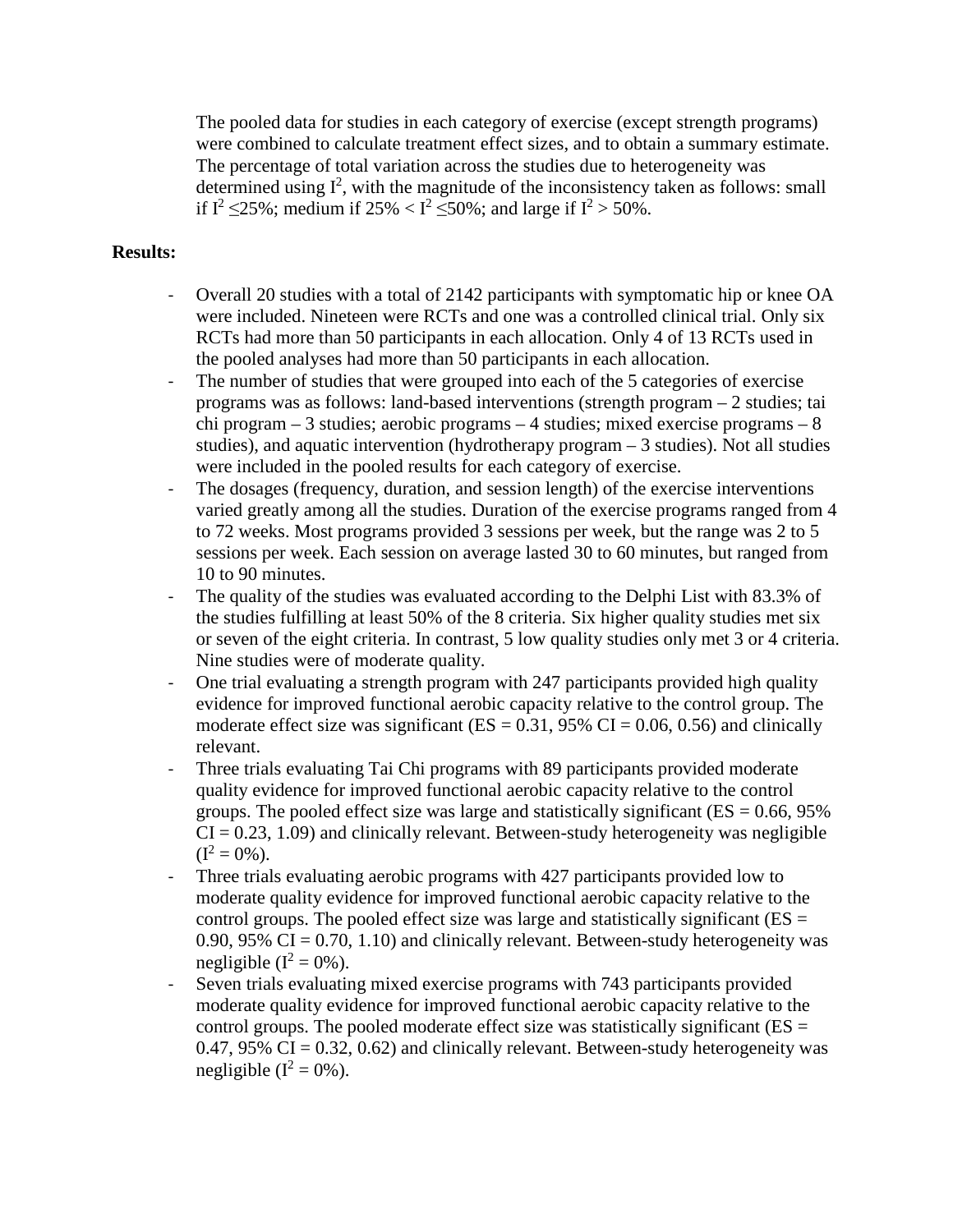The pooled data for studies in each category of exercise (except strength programs) were combined to calculate treatment effect sizes, and to obtain a summary estimate. The percentage of total variation across the studies due to heterogeneity was determined using $I^2$, with the magnitude of the inconsistency taken as follows: small if $I^2 \leq 25\%$; medium if $25\% < I^2 \leq 50\%$; and large if $I^2 > 50\%$.

**Results:**

- Overall 20 studies with a total of 2142 participants with symptomatic hip or knee OA were included. Nineteen were RCTs and one was a controlled clinical trial. Only six RCTs had more than 50 participants in each allocation. Only 4 of 13 RCTs used in the pooled analyses had more than 50 participants in each allocation.
- The number of studies that were grouped into each of the 5 categories of exercise programs was as follows: land-based interventions (strength program – 2 studies; tai chi program – 3 studies; aerobic programs – 4 studies; mixed exercise programs – 8 studies), and aquatic intervention (hydrotherapy program – 3 studies). Not all studies were included in the pooled results for each category of exercise.
- The dosages (frequency, duration, and session length) of the exercise interventions varied greatly among all the studies. Duration of the exercise programs ranged from 4 to 72 weeks. Most programs provided 3 sessions per week, but the range was 2 to 5 sessions per week. Each session on average lasted 30 to 60 minutes, but ranged from 10 to 90 minutes.
- The quality of the studies was evaluated according to the Delphi List with 83.3% of the studies fulfilling at least 50% of the 8 criteria. Six higher quality studies met six or seven of the eight criteria. In contrast, 5 low quality studies only met 3 or 4 criteria. Nine studies were of moderate quality.
- One trial evaluating a strength program with 247 participants provided high quality evidence for improved functional aerobic capacity relative to the control group. The moderate effect size was significant (ES = 0.31, 95% CI = 0.06, 0.56) and clinically relevant.
- Three trials evaluating Tai Chi programs with 89 participants provided moderate quality evidence for improved functional aerobic capacity relative to the control groups. The pooled effect size was large and statistically significant (ES = 0.66, 95% CI = 0.23, 1.09) and clinically relevant. Between-study heterogeneity was negligible ($I^2 = 0\%$).
- Three trials evaluating aerobic programs with 427 participants provided low to moderate quality evidence for improved functional aerobic capacity relative to the control groups. The pooled effect size was large and statistically significant (ES = 0.90, 95% CI = 0.70, 1.10) and clinically relevant. Between-study heterogeneity was negligible ($I^2 = 0\%$).
- Seven trials evaluating mixed exercise programs with 743 participants provided moderate quality evidence for improved functional aerobic capacity relative to the control groups. The pooled moderate effect size was statistically significant (ES = 0.47, 95% CI = 0.32, 0.62) and clinically relevant. Between-study heterogeneity was negligible ($I^2 = 0\%$).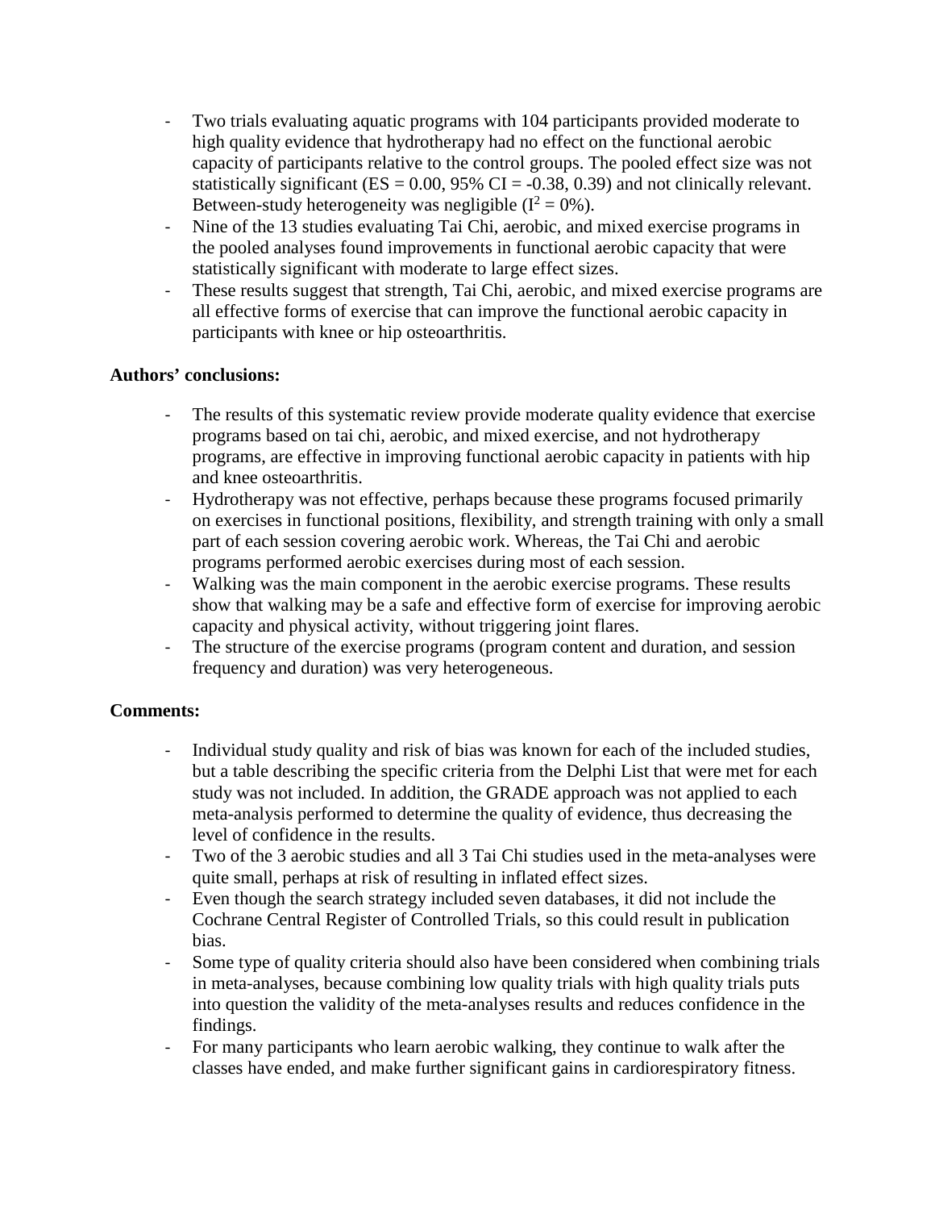- Two trials evaluating aquatic programs with 104 participants provided moderate to high quality evidence that hydrotherapy had no effect on the functional aerobic capacity of participants relative to the control groups. The pooled effect size was not statistically significant (ES = 0.00, 95% CI = -0.38, 0.39) and not clinically relevant. Between-study heterogeneity was negligible ($I^2 = 0\%$).
- Nine of the 13 studies evaluating Tai Chi, aerobic, and mixed exercise programs in the pooled analyses found improvements in functional aerobic capacity that were statistically significant with moderate to large effect sizes.
- These results suggest that strength, Tai Chi, aerobic, and mixed exercise programs are all effective forms of exercise that can improve the functional aerobic capacity in participants with knee or hip osteoarthritis.

**Authors' conclusions:**

- The results of this systematic review provide moderate quality evidence that exercise programs based on tai chi, aerobic, and mixed exercise, and not hydrotherapy programs, are effective in improving functional aerobic capacity in patients with hip and knee osteoarthritis.
- Hydrotherapy was not effective, perhaps because these programs focused primarily on exercises in functional positions, flexibility, and strength training with only a small part of each session covering aerobic work. Whereas, the Tai Chi and aerobic programs performed aerobic exercises during most of each session.
- Walking was the main component in the aerobic exercise programs. These results show that walking may be a safe and effective form of exercise for improving aerobic capacity and physical activity, without triggering joint flares.
- The structure of the exercise programs (program content and duration, and session frequency and duration) was very heterogeneous.

**Comments:**

- Individual study quality and risk of bias was known for each of the included studies, but a table describing the specific criteria from the Delphi List that were met for each study was not included. In addition, the GRADE approach was not applied to each meta-analysis performed to determine the quality of evidence, thus decreasing the level of confidence in the results.
- Two of the 3 aerobic studies and all 3 Tai Chi studies used in the meta-analyses were quite small, perhaps at risk of resulting in inflated effect sizes.
- Even though the search strategy included seven databases, it did not include the Cochrane Central Register of Controlled Trials, so this could result in publication bias.
- Some type of quality criteria should also have been considered when combining trials in meta-analyses, because combining low quality trials with high quality trials puts into question the validity of the meta-analyses results and reduces confidence in the findings.
- For many participants who learn aerobic walking, they continue to walk after the classes have ended, and make further significant gains in cardiorespiratory fitness.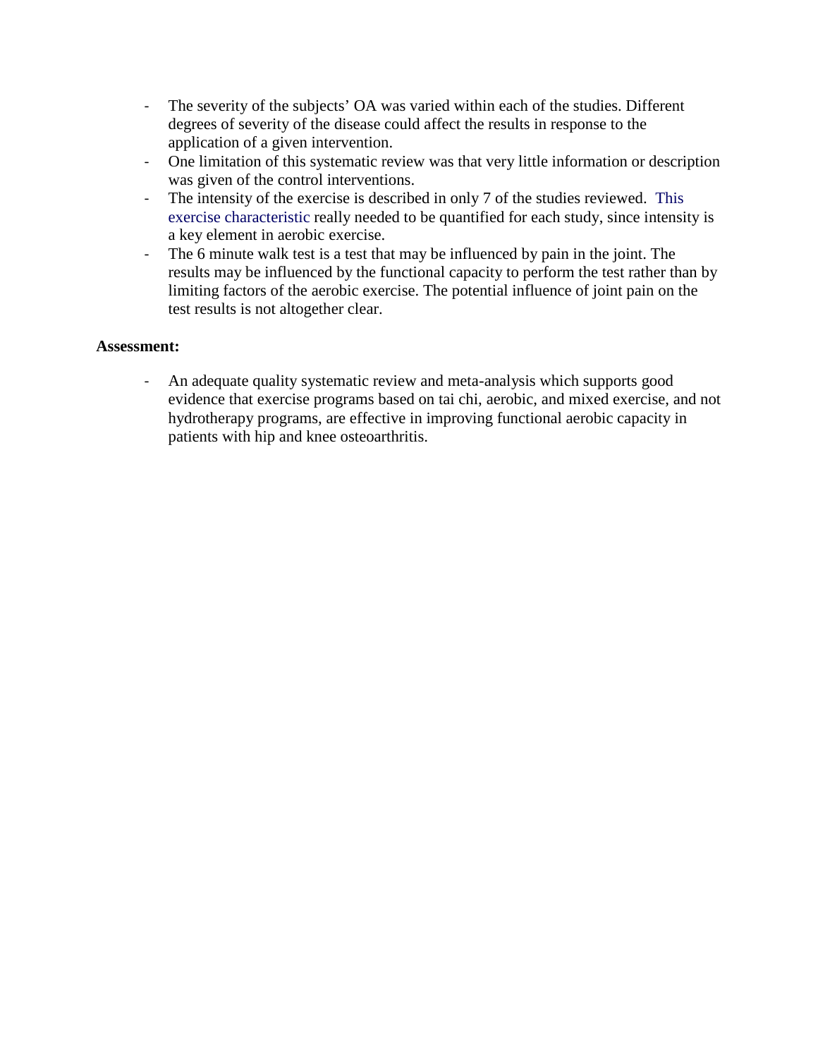- The severity of the subjects' OA was varied within each of the studies. Different degrees of severity of the disease could affect the results in response to the application of a given intervention.
- One limitation of this systematic review was that very little information or description was given of the control interventions.
- The intensity of the exercise is described in only 7 of the studies reviewed. This exercise characteristic really needed to be quantified for each study, since intensity is a key element in aerobic exercise.
- The 6 minute walk test is a test that may be influenced by pain in the joint. The results may be influenced by the functional capacity to perform the test rather than by limiting factors of the aerobic exercise. The potential influence of joint pain on the test results is not altogether clear.

**Assessment:**

- An adequate quality systematic review and meta-analysis which supports good evidence that exercise programs based on tai chi, aerobic, and mixed exercise, and not hydrotherapy programs, are effective in improving functional aerobic capacity in patients with hip and knee osteoarthritis.